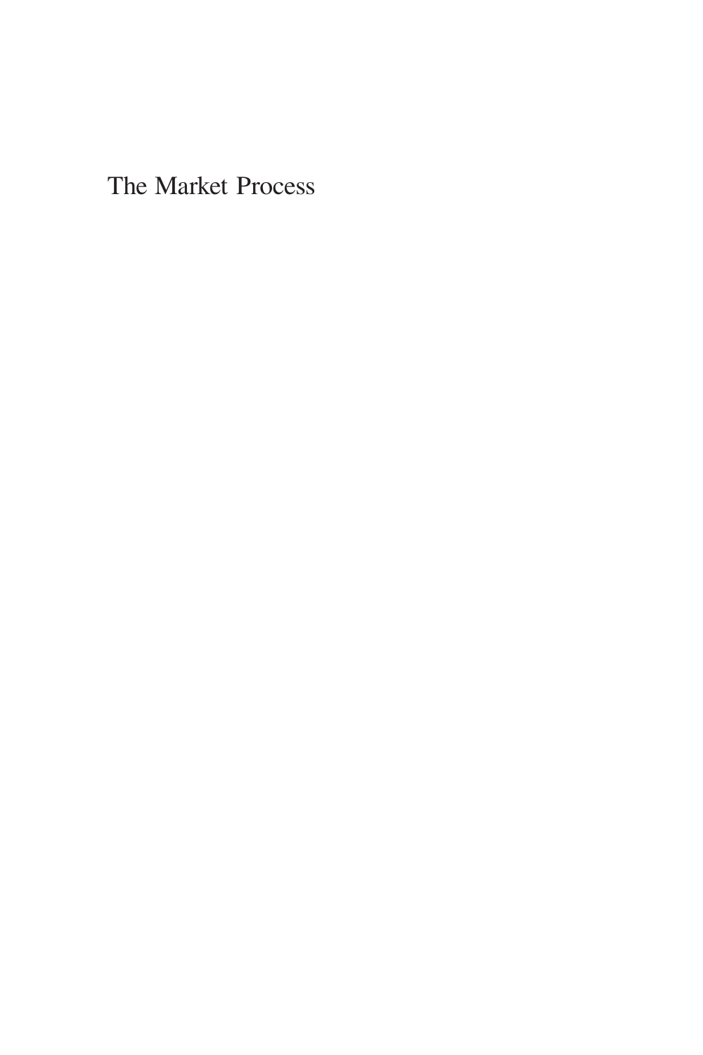The Market Process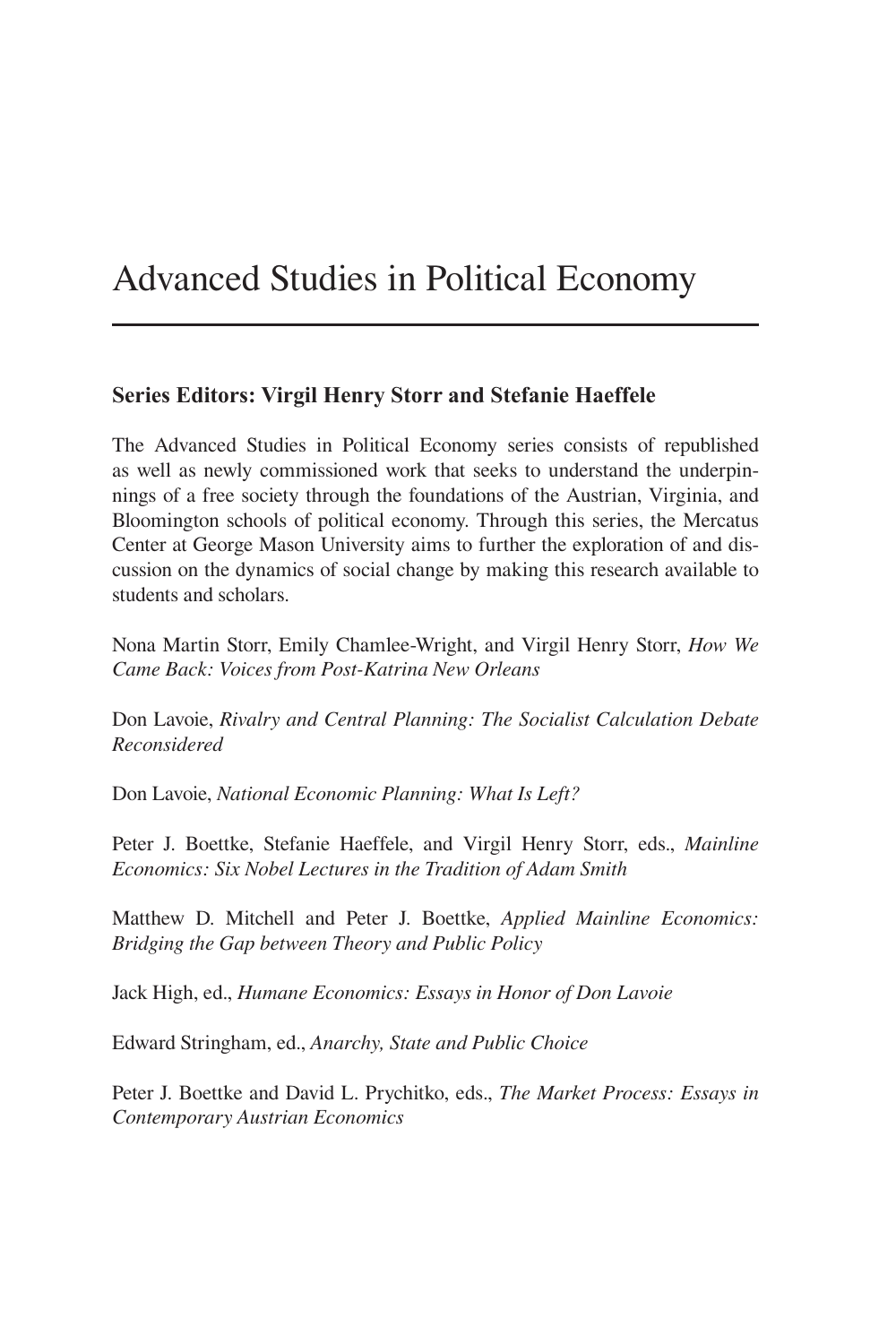# Advanced Studies in Political Economy

**Series Editors: Virgil Henry Storr and Stefanie Haeffele**

The Advanced Studies in Political Economy series consists of republished as well as newly commissioned work that seeks to understand the underpinnings of a free society through the foundations of the Austrian, Virginia, and Bloomington schools of political economy. Through this series, the Mercatus Center at George Mason University aims to further the exploration of and discussion on the dynamics of social change by making this research available to students and scholars.

Nona Martin Storr, Emily Chamlee-Wright, and Virgil Henry Storr, *How We Came Back: Voices from Post-Katrina New Orleans*

Don Lavoie, *Rivalry and Central Planning: The Socialist Calculation Debate Reconsidered*

Don Lavoie, *National Economic Planning: What Is Left?*

Peter J. Boettke, Stefanie Haeffele, and Virgil Henry Storr, eds., *Mainline Economics: Six Nobel Lectures in the Tradition of Adam Smith*

Matthew D. Mitchell and Peter J. Boettke, *Applied Mainline Economics: Bridging the Gap between Theory and Public Policy*

Jack High, ed., *Humane Economics: Essays in Honor of Don Lavoie*

Edward Stringham, ed., *Anarchy, State and Public Choice*

Peter J. Boettke and David L. Prychitko, eds., *The Market Process: Essays in Contemporary Austrian Economics*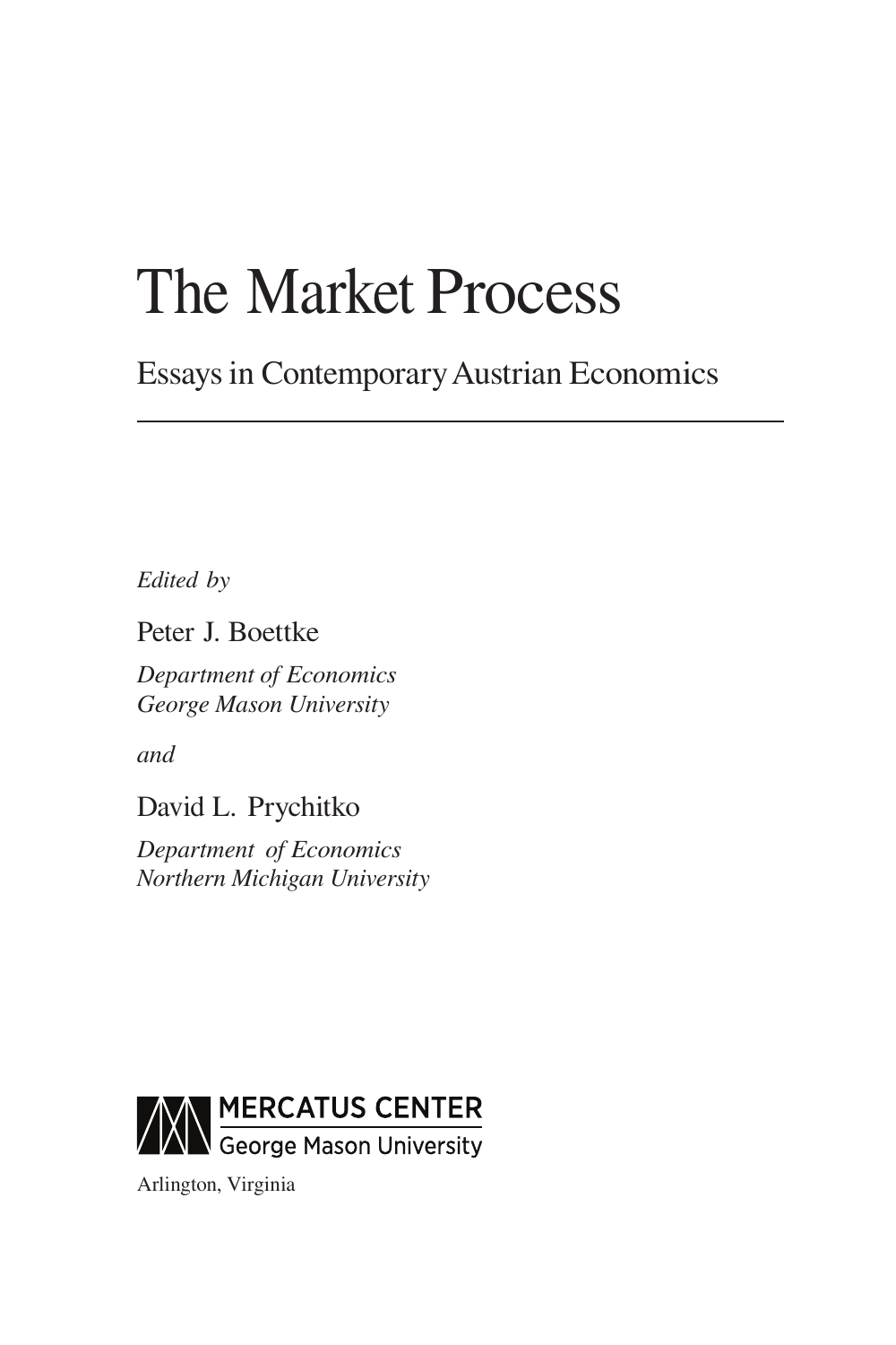# The Market Process

## Essays in Contemporary Austrian Economics

---

*Edited by*

Peter J. Boettke

*Department of Economics*
*George Mason University*

*and*

David L. Prychitko

*Department of Economics*
*Northern Michigan University*

MERCATUS CENTER
George Mason University

Arlington, Virginia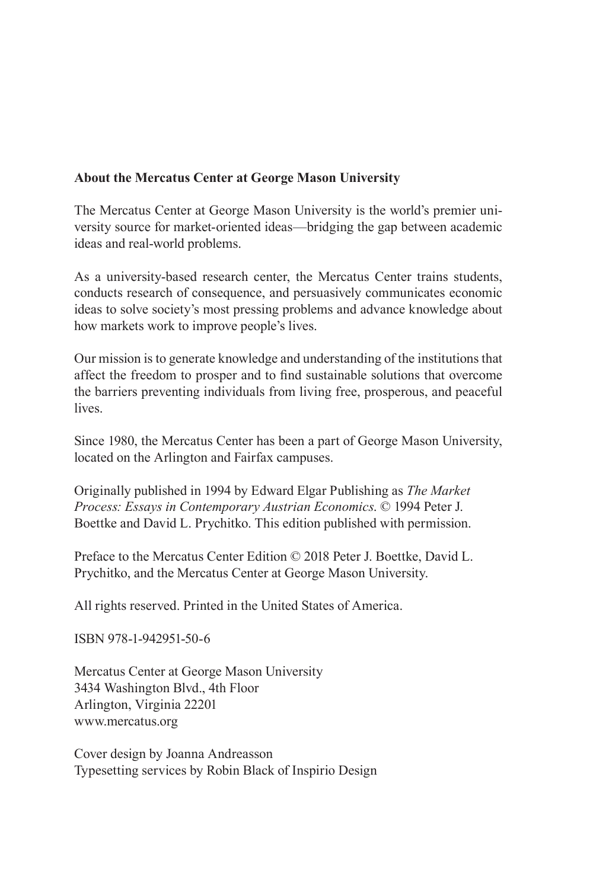**About the Mercatus Center at George Mason University**

The Mercatus Center at George Mason University is the world's premier university source for market-oriented ideas—bridging the gap between academic ideas and real-world problems.

As a university-based research center, the Mercatus Center trains students, conducts research of consequence, and persuasively communicates economic ideas to solve society's most pressing problems and advance knowledge about how markets work to improve people's lives.

Our mission is to generate knowledge and understanding of the institutions that affect the freedom to prosper and to find sustainable solutions that overcome the barriers preventing individuals from living free, prosperous, and peaceful lives.

Since 1980, the Mercatus Center has been a part of George Mason University, located on the Arlington and Fairfax campuses.

Originally published in 1994 by Edward Elgar Publishing as *The Market Process: Essays in Contemporary Austrian Economics*. © 1994 Peter J. Boettke and David L. Prychitko. This edition published with permission.

Preface to the Mercatus Center Edition © 2018 Peter J. Boettke, David L. Prychitko, and the Mercatus Center at George Mason University.

All rights reserved. Printed in the United States of America.

ISBN 978-1-942951-50-6

Mercatus Center at George Mason University  
3434 Washington Blvd., 4th Floor  
Arlington, Virginia 22201  
www.mercatus.org

Cover design by Joanna Andreasson  
Typesetting services by Robin Black of Inspirio Design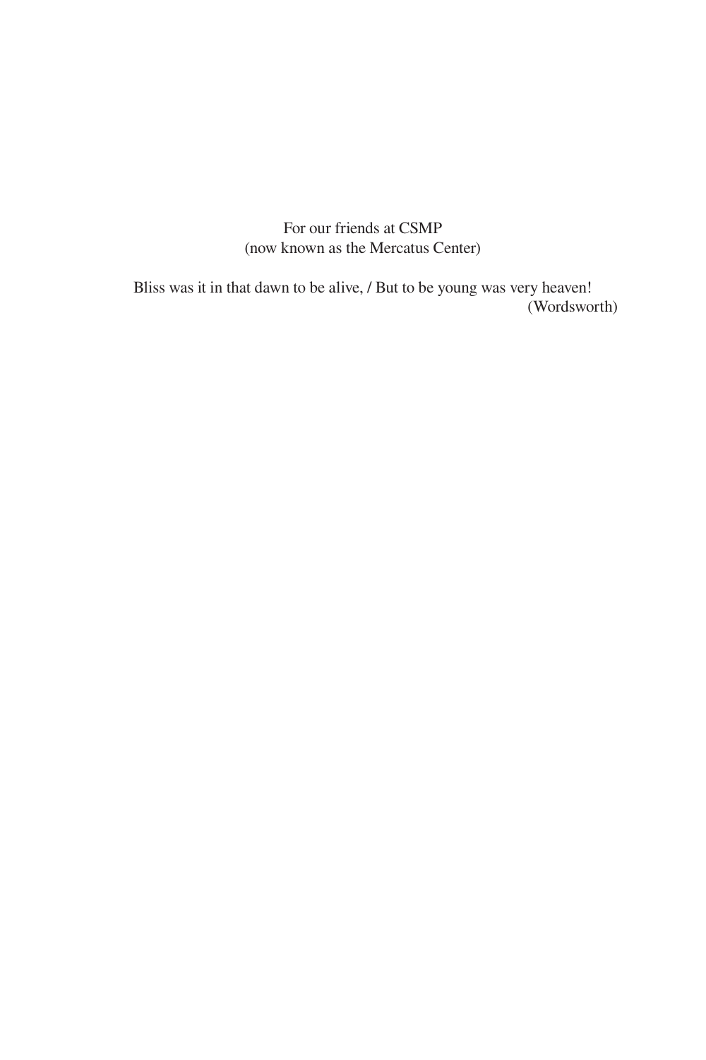For our friends at CSMP
(now known as the Mercatus Center)

Bliss was it in that dawn to be alive, / But to be young was very heaven!
(Wordsworth)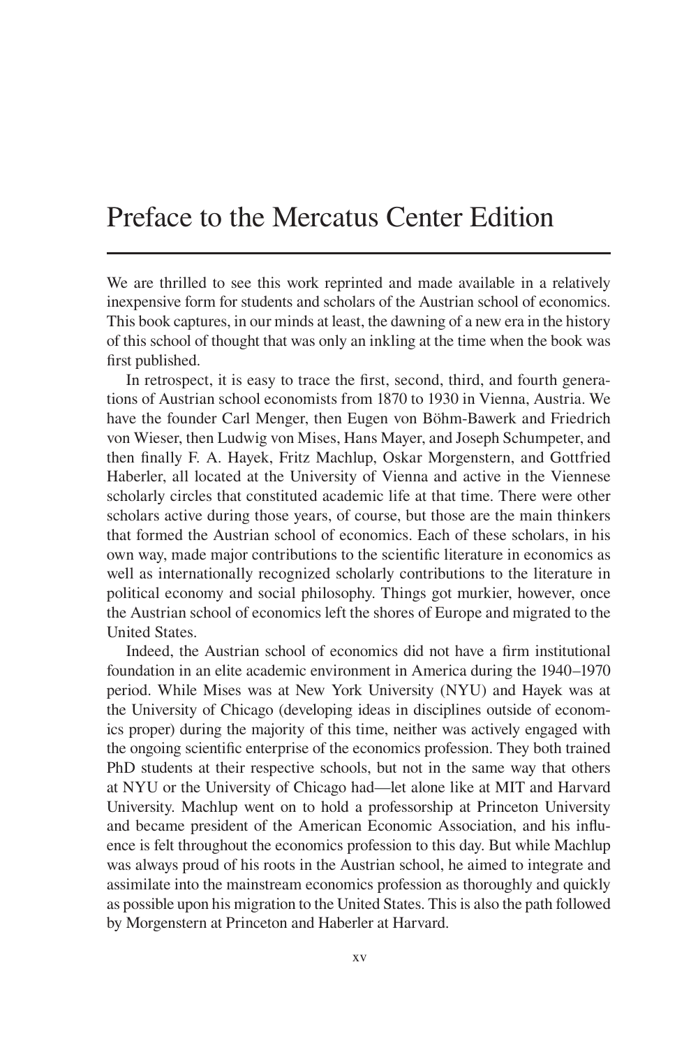# Preface to the Mercatus Center Edition

We are thrilled to see this work reprinted and made available in a relatively inexpensive form for students and scholars of the Austrian school of economics. This book captures, in our minds at least, the dawning of a new era in the history of this school of thought that was only an inkling at the time when the book was first published.

In retrospect, it is easy to trace the first, second, third, and fourth generations of Austrian school economists from 1870 to 1930 in Vienna, Austria. We have the founder Carl Menger, then Eugen von Böhm-Bawerk and Friedrich von Wieser, then Ludwig von Mises, Hans Mayer, and Joseph Schumpeter, and then finally F. A. Hayek, Fritz Machlup, Oskar Morgenstern, and Gottfried Haberler, all located at the University of Vienna and active in the Viennese scholarly circles that constituted academic life at that time. There were other scholars active during those years, of course, but those are the main thinkers that formed the Austrian school of economics. Each of these scholars, in his own way, made major contributions to the scientific literature in economics as well as internationally recognized scholarly contributions to the literature in political economy and social philosophy. Things got murkier, however, once the Austrian school of economics left the shores of Europe and migrated to the United States.

Indeed, the Austrian school of economics did not have a firm institutional foundation in an elite academic environment in America during the 1940–1970 period. While Mises was at New York University (NYU) and Hayek was at the University of Chicago (developing ideas in disciplines outside of economics proper) during the majority of this time, neither was actively engaged with the ongoing scientific enterprise of the economics profession. They both trained PhD students at their respective schools, but not in the same way that others at NYU or the University of Chicago had—let alone like at MIT and Harvard University. Machlup went on to hold a professorship at Princeton University and became president of the American Economic Association, and his influence is felt throughout the economics profession to this day. But while Machlup was always proud of his roots in the Austrian school, he aimed to integrate and assimilate into the mainstream economics profession as thoroughly and quickly as possible upon his migration to the United States. This is also the path followed by Morgenstern at Princeton and Haberler at Harvard.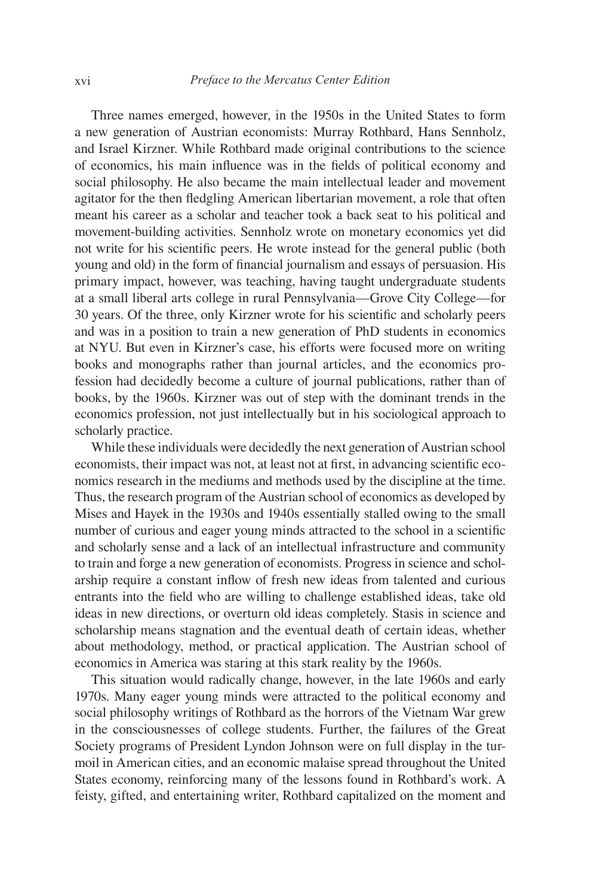Three names emerged, however, in the 1950s in the United States to form a new generation of Austrian economists: Murray Rothbard, Hans Sennholz, and Israel Kirzner. While Rothbard made original contributions to the science of economics, his main influence was in the fields of political economy and social philosophy. He also became the main intellectual leader and movement agitator for the then fledgling American libertarian movement, a role that often meant his career as a scholar and teacher took a back seat to his political and movement-building activities. Sennholz wrote on monetary economics yet did not write for his scientific peers. He wrote instead for the general public (both young and old) in the form of financial journalism and essays of persuasion. His primary impact, however, was teaching, having taught undergraduate students at a small liberal arts college in rural Pennsylvania—Grove City College—for 30 years. Of the three, only Kirzner wrote for his scientific and scholarly peers and was in a position to train a new generation of PhD students in economics at NYU. But even in Kirzner's case, his efforts were focused more on writing books and monographs rather than journal articles, and the economics profession had decidedly become a culture of journal publications, rather than of books, by the 1960s. Kirzner was out of step with the dominant trends in the economics profession, not just intellectually but in his sociological approach to scholarly practice.

While these individuals were decidedly the next generation of Austrian school economists, their impact was not, at least not at first, in advancing scientific economics research in the mediums and methods used by the discipline at the time. Thus, the research program of the Austrian school of economics as developed by Mises and Hayek in the 1930s and 1940s essentially stalled owing to the small number of curious and eager young minds attracted to the school in a scientific and scholarly sense and a lack of an intellectual infrastructure and community to train and forge a new generation of economists. Progress in science and scholarship require a constant inflow of fresh new ideas from talented and curious entrants into the field who are willing to challenge established ideas, take old ideas in new directions, or overturn old ideas completely. Stasis in science and scholarship means stagnation and the eventual death of certain ideas, whether about methodology, method, or practical application. The Austrian school of economics in America was staring at this stark reality by the 1960s.

This situation would radically change, however, in the late 1960s and early 1970s. Many eager young minds were attracted to the political economy and social philosophy writings of Rothbard as the horrors of the Vietnam War grew in the consciousnesses of college students. Further, the failures of the Great Society programs of President Lyndon Johnson were on full display in the turmoil in American cities, and an economic malaise spread throughout the United States economy, reinforcing many of the lessons found in Rothbard's work. A feisty, gifted, and entertaining writer, Rothbard capitalized on the moment and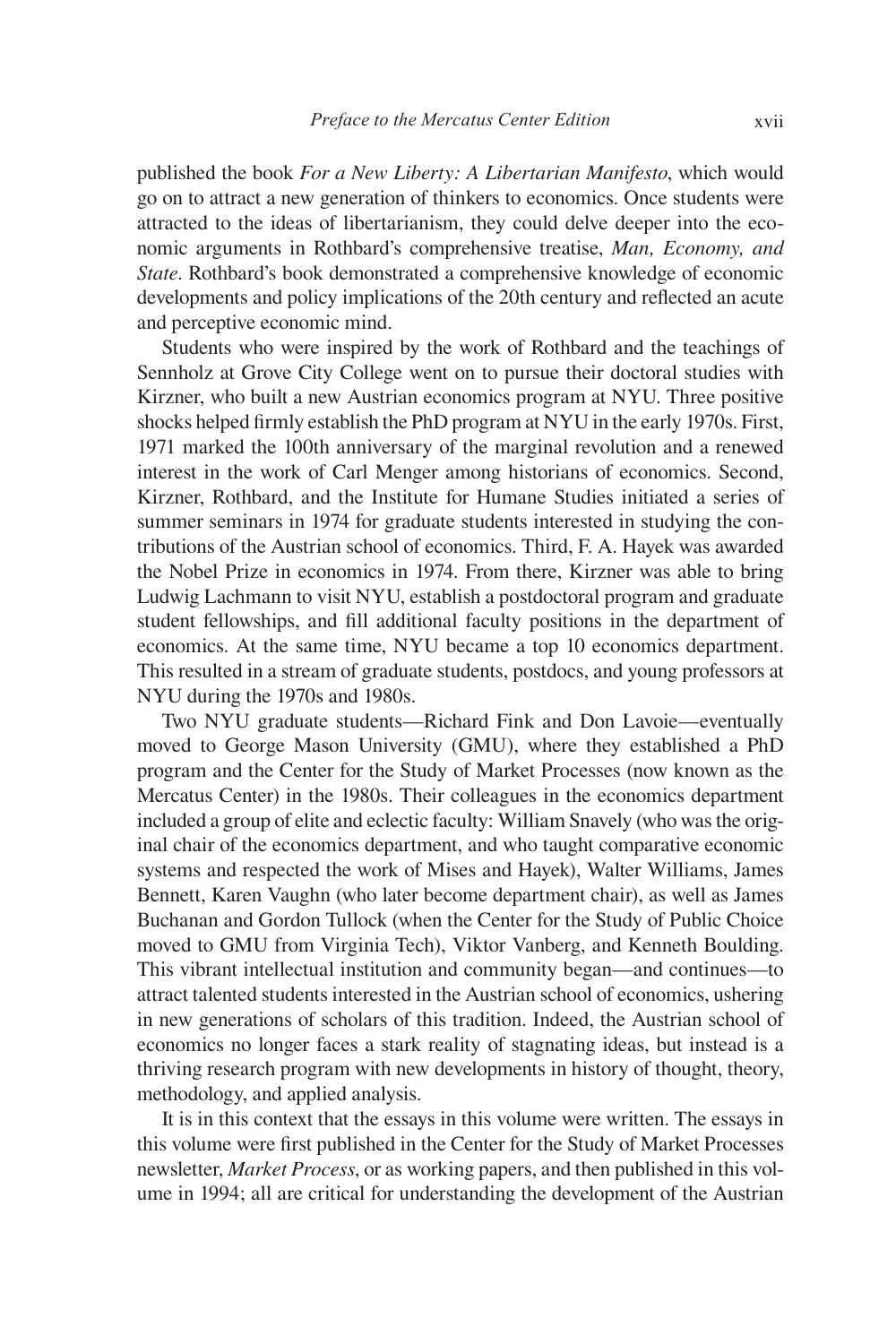published the book *For a New Liberty: A Libertarian Manifesto*, which would go on to attract a new generation of thinkers to economics. Once students were attracted to the ideas of libertarianism, they could delve deeper into the economic arguments in Rothbard's comprehensive treatise, *Man, Economy, and State*. Rothbard's book demonstrated a comprehensive knowledge of economic developments and policy implications of the 20th century and reflected an acute and perceptive economic mind.

Students who were inspired by the work of Rothbard and the teachings of Sennholz at Grove City College went on to pursue their doctoral studies with Kirzner, who built a new Austrian economics program at NYU. Three positive shocks helped firmly establish the PhD program at NYU in the early 1970s. First, 1971 marked the 100th anniversary of the marginal revolution and a renewed interest in the work of Carl Menger among historians of economics. Second, Kirzner, Rothbard, and the Institute for Humane Studies initiated a series of summer seminars in 1974 for graduate students interested in studying the contributions of the Austrian school of economics. Third, F. A. Hayek was awarded the Nobel Prize in economics in 1974. From there, Kirzner was able to bring Ludwig Lachmann to visit NYU, establish a postdoctoral program and graduate student fellowships, and fill additional faculty positions in the department of economics. At the same time, NYU became a top 10 economics department. This resulted in a stream of graduate students, postdocs, and young professors at NYU during the 1970s and 1980s.

Two NYU graduate students—Richard Fink and Don Lavoie—eventually moved to George Mason University (GMU), where they established a PhD program and the Center for the Study of Market Processes (now known as the Mercatus Center) in the 1980s. Their colleagues in the economics department included a group of elite and eclectic faculty: William Snavely (who was the original chair of the economics department, and who taught comparative economic systems and respected the work of Mises and Hayek), Walter Williams, James Bennett, Karen Vaughn (who later become department chair), as well as James Buchanan and Gordon Tullock (when the Center for the Study of Public Choice moved to GMU from Virginia Tech), Viktor Vanberg, and Kenneth Boulding. This vibrant intellectual institution and community began—and continues—to attract talented students interested in the Austrian school of economics, ushering in new generations of scholars of this tradition. Indeed, the Austrian school of economics no longer faces a stark reality of stagnating ideas, but instead is a thriving research program with new developments in history of thought, theory, methodology, and applied analysis.

It is in this context that the essays in this volume were written. The essays in this volume were first published in the Center for the Study of Market Processes newsletter, *Market Process*, or as working papers, and then published in this volume in 1994; all are critical for understanding the development of the Austrian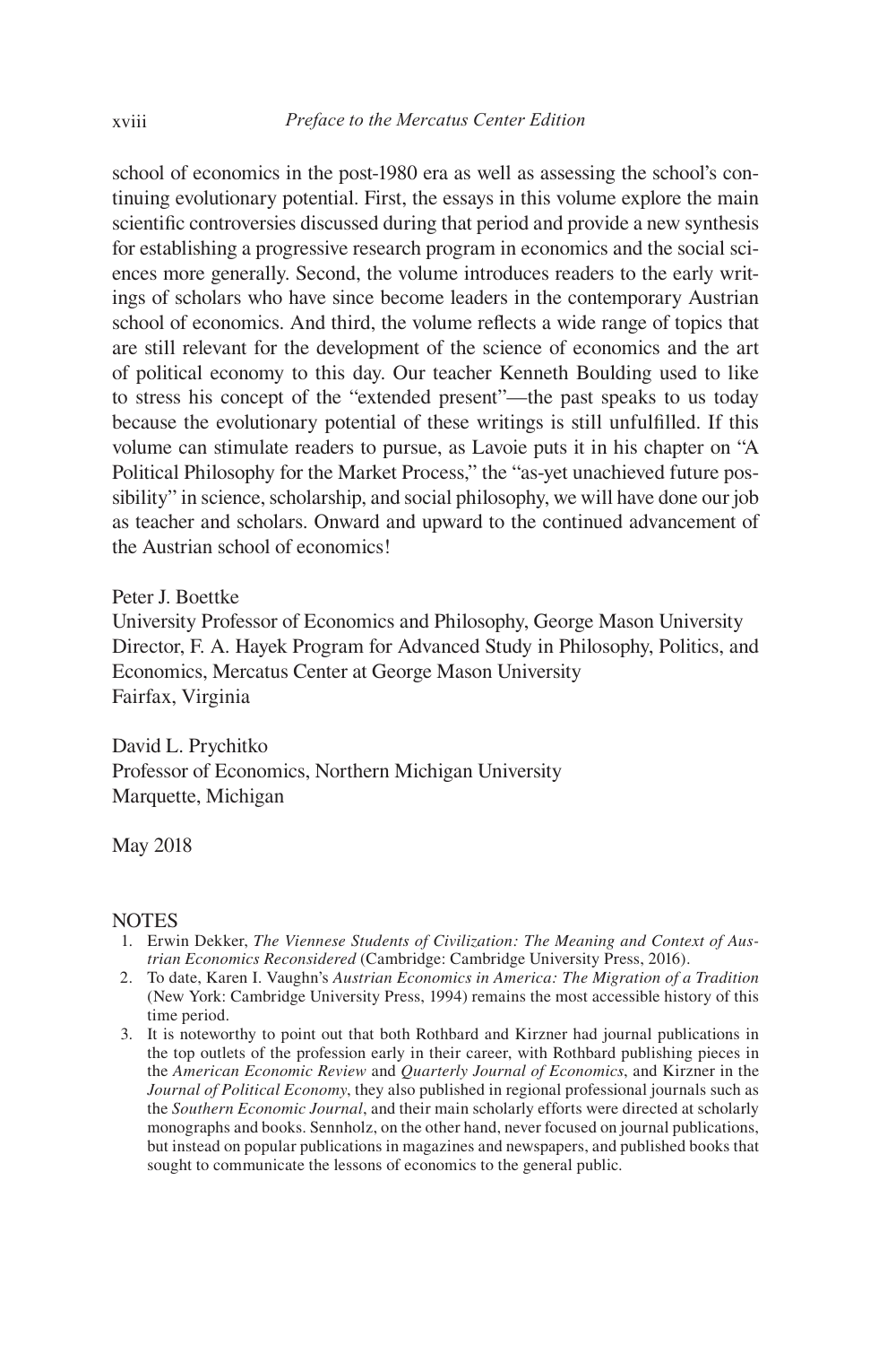school of economics in the post-1980 era as well as assessing the school's continuing evolutionary potential. First, the essays in this volume explore the main scientific controversies discussed during that period and provide a new synthesis for establishing a progressive research program in economics and the social sciences more generally. Second, the volume introduces readers to the early writings of scholars who have since become leaders in the contemporary Austrian school of economics. And third, the volume reflects a wide range of topics that are still relevant for the development of the science of economics and the art of political economy to this day. Our teacher Kenneth Boulding used to like to stress his concept of the "extended present"—the past speaks to us today because the evolutionary potential of these writings is still unfulfilled. If this volume can stimulate readers to pursue, as Lavoie puts it in his chapter on "A Political Philosophy for the Market Process," the "as-yet unachieved future possibility" in science, scholarship, and social philosophy, we will have done our job as teacher and scholars. Onward and upward to the continued advancement of the Austrian school of economics!

Peter J. Boettke
University Professor of Economics and Philosophy, George Mason University
Director, F. A. Hayek Program for Advanced Study in Philosophy, Politics, and Economics, Mercatus Center at George Mason University
Fairfax, Virginia

David L. Prychitko
Professor of Economics, Northern Michigan University
Marquette, Michigan

May 2018

## NOTES

1. Erwin Dekker, *The Viennese Students of Civilization: The Meaning and Context of Austrian Economics Reconsidered* (Cambridge: Cambridge University Press, 2016).
2. To date, Karen I. Vaughn's *Austrian Economics in America: The Migration of a Tradition* (New York: Cambridge University Press, 1994) remains the most accessible history of this time period.
3. It is noteworthy to point out that both Rothbard and Kirzner had journal publications in the top outlets of the profession early in their career, with Rothbard publishing pieces in the *American Economic Review* and *Quarterly Journal of Economics*, and Kirzner in the *Journal of Political Economy*, they also published in regional professional journals such as the *Southern Economic Journal*, and their main scholarly efforts were directed at scholarly monographs and books. Sennholz, on the other hand, never focused on journal publications, but instead on popular publications in magazines and newspapers, and published books that sought to communicate the lessons of economics to the general public.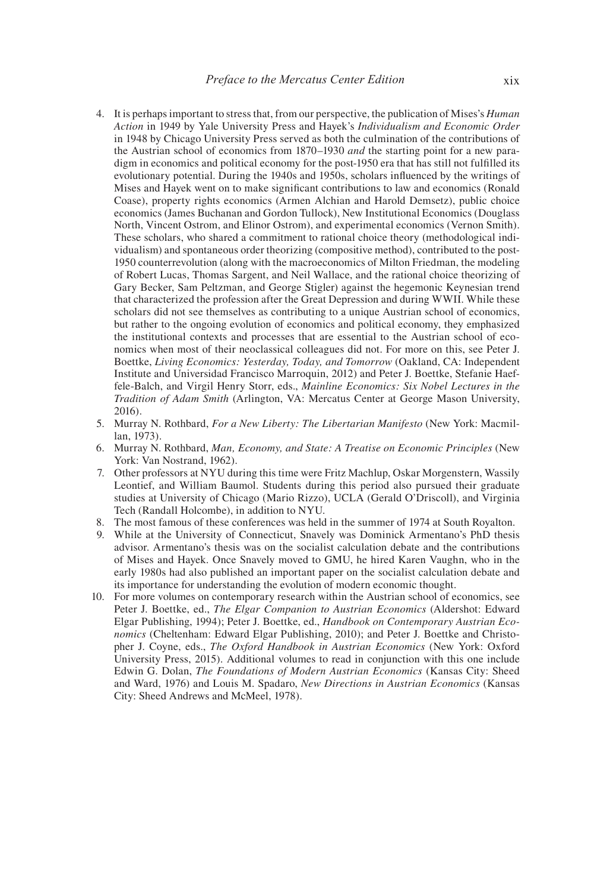4. It is perhaps important to stress that, from our perspective, the publication of Mises's *Human Action* in 1949 by Yale University Press and Hayek's *Individualism and Economic Order* in 1948 by Chicago University Press served as both the culmination of the contributions of the Austrian school of economics from 1870–1930 *and* the starting point for a new paradigm in economics and political economy for the post-1950 era that has still not fulfilled its evolutionary potential. During the 1940s and 1950s, scholars influenced by the writings of Mises and Hayek went on to make significant contributions to law and economics (Ronald Coase), property rights economics (Armen Alchian and Harold Demsetz), public choice economics (James Buchanan and Gordon Tullock), New Institutional Economics (Douglass North, Vincent Ostrom, and Elinor Ostrom), and experimental economics (Vernon Smith). These scholars, who shared a commitment to rational choice theory (methodological individualism) and spontaneous order theorizing (compositive method), contributed to the post-1950 counterrevolution (along with the macroeconomics of Milton Friedman, the modeling of Robert Lucas, Thomas Sargent, and Neil Wallace, and the rational choice theorizing of Gary Becker, Sam Peltzman, and George Stigler) against the hegemonic Keynesian trend that characterized the profession after the Great Depression and during WWII. While these scholars did not see themselves as contributing to a unique Austrian school of economics, but rather to the ongoing evolution of economics and political economy, they emphasized the institutional contexts and processes that are essential to the Austrian school of economics when most of their neoclassical colleagues did not. For more on this, see Peter J. Boettke, *Living Economics: Yesterday, Today, and Tomorrow* (Oakland, CA: Independent Institute and Universidad Francisco Marroquin, 2012) and Peter J. Boettke, Stefanie Haeffele-Balch, and Virgil Henry Storr, eds., *Mainline Economics: Six Nobel Lectures in the Tradition of Adam Smith* (Arlington, VA: Mercatus Center at George Mason University, 2016).
5. Murray N. Rothbard, *For a New Liberty: The Libertarian Manifesto* (New York: Macmillan, 1973).
6. Murray N. Rothbard, *Man, Economy, and State: A Treatise on Economic Principles* (New York: Van Nostrand, 1962).
7. Other professors at NYU during this time were Fritz Machlup, Oskar Morgenstern, Wassily Leontief, and William Baumol. Students during this period also pursued their graduate studies at University of Chicago (Mario Rizzo), UCLA (Gerald O'Driscoll), and Virginia Tech (Randall Holcombe), in addition to NYU.
8. The most famous of these conferences was held in the summer of 1974 at South Royalton.
9. While at the University of Connecticut, Snavely was Dominick Armentano's PhD thesis advisor. Armentano's thesis was on the socialist calculation debate and the contributions of Mises and Hayek. Once Snavely moved to GMU, he hired Karen Vaughn, who in the early 1980s had also published an important paper on the socialist calculation debate and its importance for understanding the evolution of modern economic thought.
10. For more volumes on contemporary research within the Austrian school of economics, see Peter J. Boettke, ed., *The Elgar Companion to Austrian Economics* (Aldershot: Edward Elgar Publishing, 1994); Peter J. Boettke, ed., *Handbook on Contemporary Austrian Economics* (Cheltenham: Edward Elgar Publishing, 2010); and Peter J. Boettke and Christopher J. Coyne, eds., *The Oxford Handbook in Austrian Economics* (New York: Oxford University Press, 2015). Additional volumes to read in conjunction with this one include Edwin G. Dolan, *The Foundations of Modern Austrian Economics* (Kansas City: Sheed and Ward, 1976) and Louis M. Spadaro, *New Directions in Austrian Economics* (Kansas City: Sheed Andrews and McMeel, 1978).